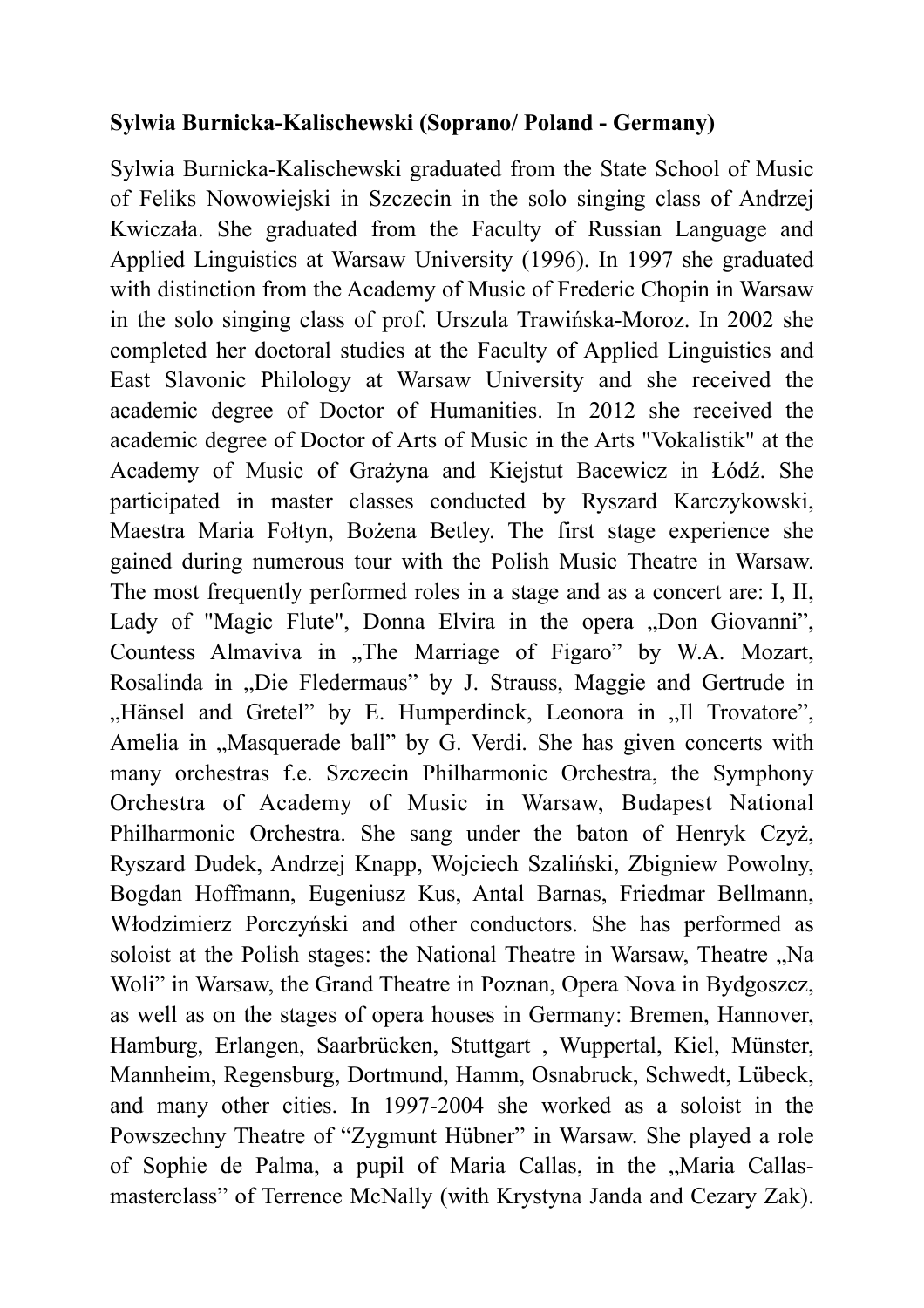**Sylwia Burnicka-Kalischewski (Soprano/ Poland - Germany)**

Sylwia Burnicka-Kalischewski graduated from the State School of Music of Feliks Nowowiejski in Szczecin in the solo singing class of Andrzej Kwiczała. She graduated from the Faculty of Russian Language and Applied Linguistics at Warsaw University (1996). In 1997 she graduated with distinction from the Academy of Music of Frederic Chopin in Warsaw in the solo singing class of prof. Urszula Trawińska-Moroz. In 2002 she completed her doctoral studies at the Faculty of Applied Linguistics and East Slavonic Philology at Warsaw University and she received the academic degree of Doctor of Humanities. In 2012 she received the academic degree of Doctor of Arts of Music in the Arts "Vokalistik" at the Academy of Music of Grażyna and Kiejstut Bacewicz in Łódź. She participated in master classes conducted by Ryszard Karczykowski, Maestra Maria Fołtyn, Bożena Betley. The first stage experience she gained during numerous tour with the Polish Music Theatre in Warsaw. The most frequently performed roles in a stage and as a concert are: I, II, Lady of "Magic Flute", Donna Elvira in the opera „Don Giovanni", Countess Almaviva in „The Marriage of Figaro" by W.A. Mozart, Rosalinda in „Die Fledermaus" by J. Strauss, Maggie and Gertrude in „Hänsel and Gretel" by E. Humperdinck, Leonora in „Il Trovatore", Amelia in „Masquerade ball" by G. Verdi. She has given concerts with many orchestras f.e. Szczecin Philharmonic Orchestra, the Symphony Orchestra of Academy of Music in Warsaw, Budapest National Philharmonic Orchestra. She sang under the baton of Henryk Czyż, Ryszard Dudek, Andrzej Knapp, Wojciech Szaliński, Zbigniew Powolny, Bogdan Hoffmann, Eugeniusz Kus, Antal Barnas, Friedmar Bellmann, Włodzimierz Porczyński and other conductors. She has performed as soloist at the Polish stages: the National Theatre in Warsaw, Theatre „Na Woli" in Warsaw, the Grand Theatre in Poznan, Opera Nova in Bydgoszcz, as well as on the stages of opera houses in Germany: Bremen, Hannover, Hamburg, Erlangen, Saarbrücken, Stuttgart , Wuppertal, Kiel, Münster, Mannheim, Regensburg, Dortmund, Hamm, Osnabruck, Schwedt, Lübeck, and many other cities. In 1997-2004 she worked as a soloist in the Powszechny Theatre of "Zygmunt Hübner" in Warsaw. She played a role of Sophie de Palma, a pupil of Maria Callas, in the „Maria Callas-masterclass" of Terrence McNally (with Krystyna Janda and Cezary Zak).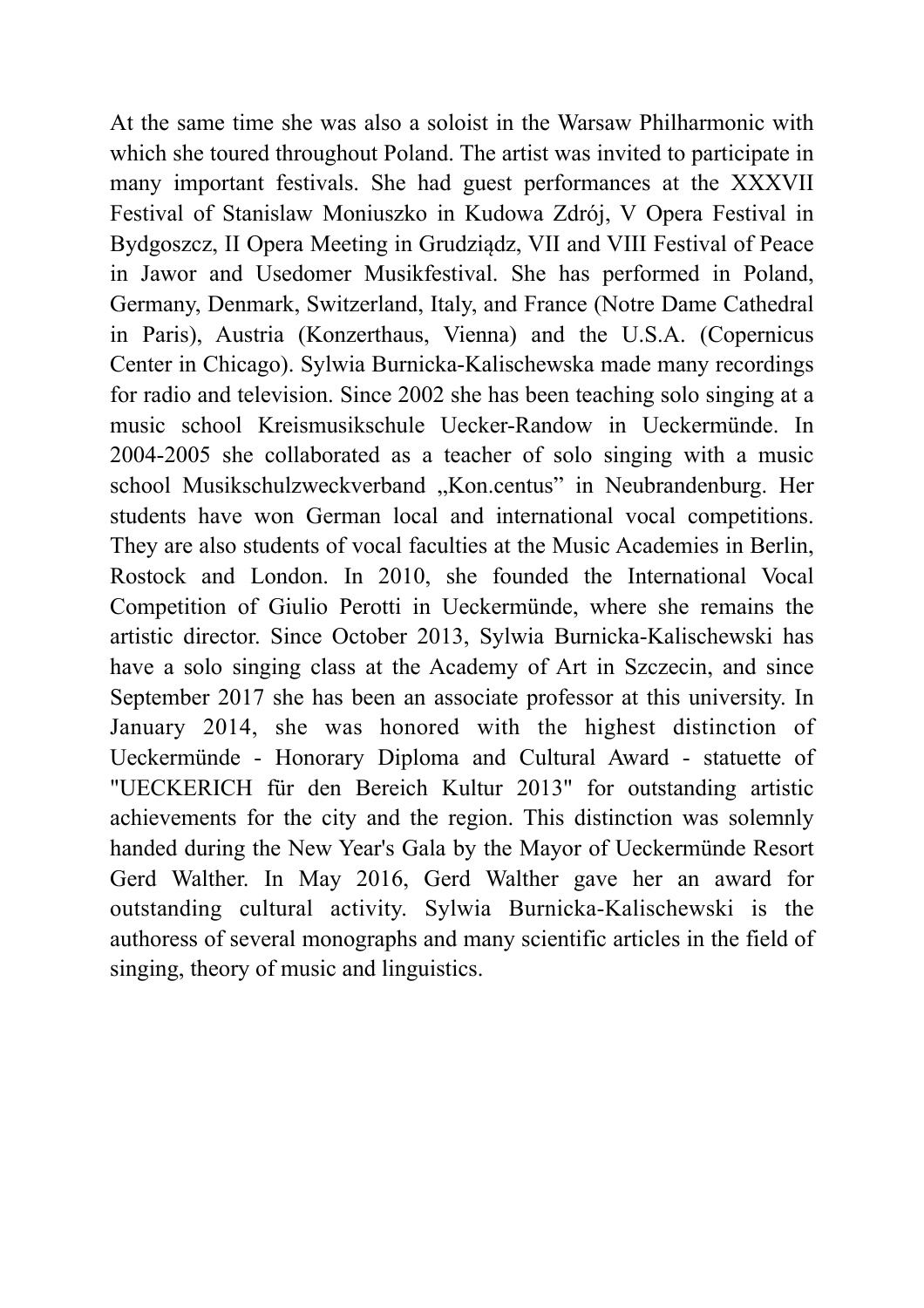At the same time she was also a soloist in the Warsaw Philharmonic with which she toured throughout Poland. The artist was invited to participate in many important festivals. She had guest performances at the XXXVII Festival of Stanislaw Moniuszko in Kudowa Zdrój, V Opera Festival in Bydgoszcz, II Opera Meeting in Grudziądz, VII and VIII Festival of Peace in Jawor and Usedomer Musikfestival. She has performed in Poland, Germany, Denmark, Switzerland, Italy, and France (Notre Dame Cathedral in Paris), Austria (Konzerthaus, Vienna) and the U.S.A. (Copernicus Center in Chicago). Sylwia Burnicka-Kalischewska made many recordings for radio and television. Since 2002 she has been teaching solo singing at a music school Kreismusikschule Uecker-Randow in Ueckermünde. In 2004-2005 she collaborated as a teacher of solo singing with a music school Musikschulzweckverband „Kon.centus" in Neubrandenburg. Her students have won German local and international vocal competitions. They are also students of vocal faculties at the Music Academies in Berlin, Rostock and London. In 2010, she founded the International Vocal Competition of Giulio Perotti in Ueckermünde, where she remains the artistic director. Since October 2013, Sylwia Burnicka-Kalischewski has have a solo singing class at the Academy of Art in Szczecin, and since September 2017 she has been an associate professor at this university. In January 2014, she was honored with the highest distinction of Ueckermünde - Honorary Diploma and Cultural Award - statuette of "UECKERICH für den Bereich Kultur 2013" for outstanding artistic achievements for the city and the region. This distinction was solemnly handed during the New Year's Gala by the Mayor of Ueckermünde Resort Gerd Walther. In May 2016, Gerd Walther gave her an award for outstanding cultural activity. Sylwia Burnicka-Kalischewski is the authoress of several monographs and many scientific articles in the field of singing, theory of music and linguistics.